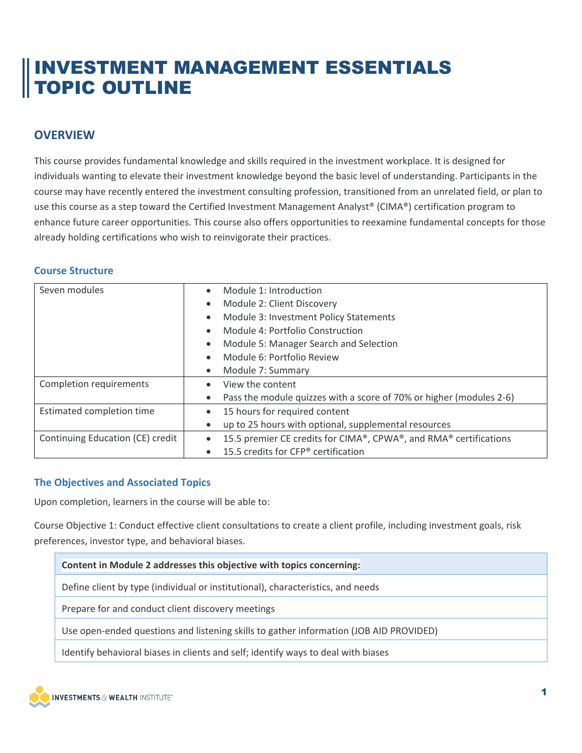# INVESTMENT MANAGEMENT ESSENTIALS TOPIC OUTLINE

## OVERVIEW

This course provides fundamental knowledge and skills required in the investment workplace. It is designed for individuals wanting to elevate their investment knowledge beyond the basic level of understanding. Participants in the course may have recently entered the investment consulting profession, transitioned from an unrelated field, or plan to use this course as a step toward the Certified Investment Management Analyst® (CIMA®) certification program to enhance future career opportunities. This course also offers opportunities to reexamine fundamental concepts for those already holding certifications who wish to reinvigorate their practices.

### Course Structure

| | |
|---|---|
| Seven modules | • Module 1: Introduction<br>• Module 2: Client Discovery<br>• Module 3: Investment Policy Statements<br>• Module 4: Portfolio Construction<br>• Module 5: Manager Search and Selection<br>• Module 6: Portfolio Review<br>• Module 7: Summary |
| Completion requirements | • View the content<br>• Pass the module quizzes with a score of 70% or higher (modules 2-6) |
| Estimated completion time | • 15 hours for required content<br>• up to 25 hours with optional, supplemental resources |
| Continuing Education (CE) credit | • 15.5 premier CE credits for CIMA®, CPWA®, and RMA® certifications<br>• 15.5 credits for CFP® certification |

### The Objectives and Associated Topics

Upon completion, learners in the course will be able to:

Course Objective 1: Conduct effective client consultations to create a client profile, including investment goals, risk preferences, investor type, and behavioral biases.

| **Content in Module 2 addresses this objective with topics concerning:** |
|---|
| Define client by type (individual or institutional), characteristics, and needs |
| Prepare for and conduct client discovery meetings |
| Use open-ended questions and listening skills to gather information (JOB AID PROVIDED) |
| Identify behavioral biases in clients and self; identify ways to deal with biases |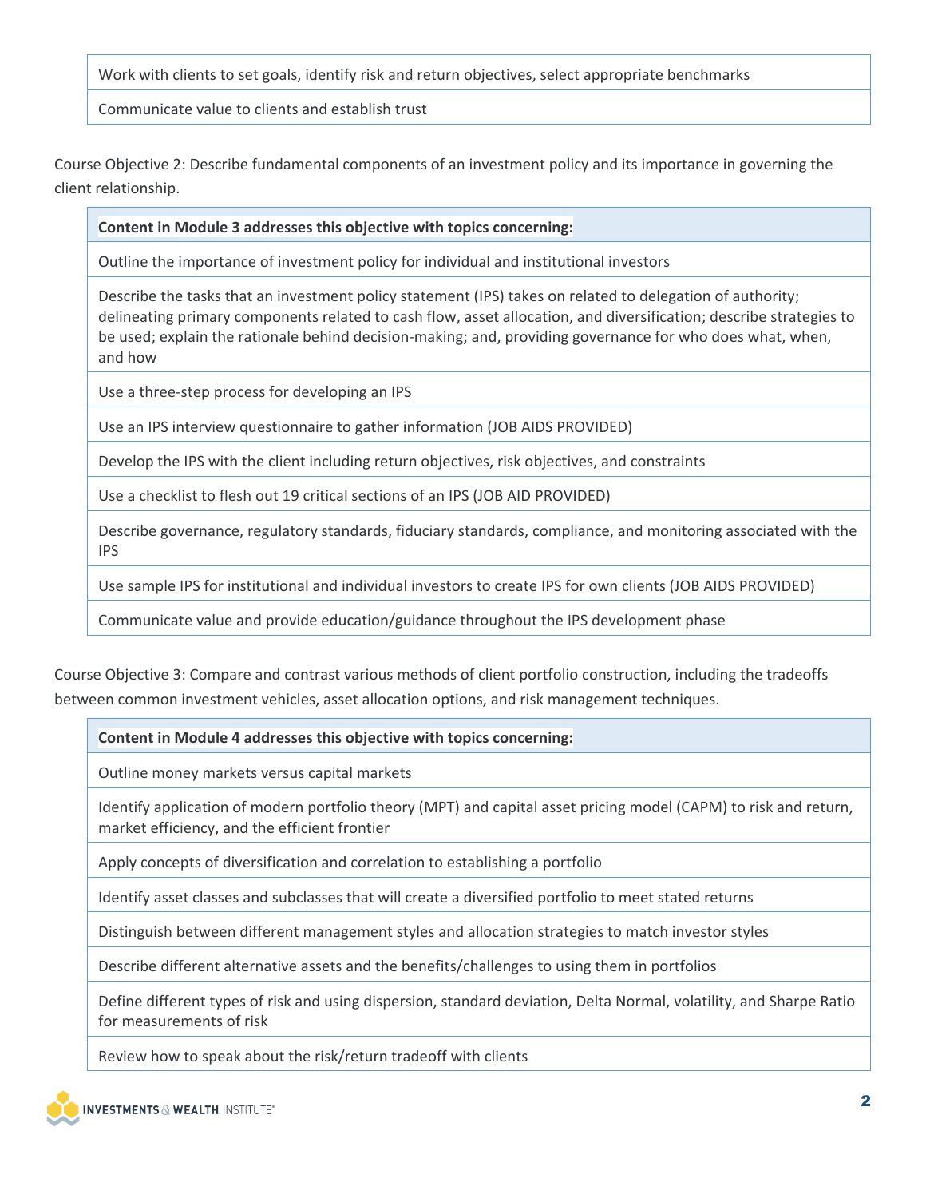| Work with clients to set goals, identify risk and return objectives, select appropriate benchmarks |
|---|
| Communicate value to clients and establish trust |

Course Objective 2: Describe fundamental components of an investment policy and its importance in governing the client relationship.

| **Content in Module 3 addresses this objective with topics concerning:** |
|---|
| Outline the importance of investment policy for individual and institutional investors |
| Describe the tasks that an investment policy statement (IPS) takes on related to delegation of authority; delineating primary components related to cash flow, asset allocation, and diversification; describe strategies to be used; explain the rationale behind decision-making; and, providing governance for who does what, when, and how |
| Use a three-step process for developing an IPS |
| Use an IPS interview questionnaire to gather information (JOB AIDS PROVIDED) |
| Develop the IPS with the client including return objectives, risk objectives, and constraints |
| Use a checklist to flesh out 19 critical sections of an IPS (JOB AID PROVIDED) |
| Describe governance, regulatory standards, fiduciary standards, compliance, and monitoring associated with the IPS |
| Use sample IPS for institutional and individual investors to create IPS for own clients (JOB AIDS PROVIDED) |
| Communicate value and provide education/guidance throughout the IPS development phase |

Course Objective 3: Compare and contrast various methods of client portfolio construction, including the tradeoffs between common investment vehicles, asset allocation options, and risk management techniques.

| **Content in Module 4 addresses this objective with topics concerning:** |
|---|
| Outline money markets versus capital markets |
| Identify application of modern portfolio theory (MPT) and capital asset pricing model (CAPM) to risk and return, market efficiency, and the efficient frontier |
| Apply concepts of diversification and correlation to establishing a portfolio |
| Identify asset classes and subclasses that will create a diversified portfolio to meet stated returns |
| Distinguish between different management styles and allocation strategies to match investor styles |
| Describe different alternative assets and the benefits/challenges to using them in portfolios |
| Define different types of risk and using dispersion, standard deviation, Delta Normal, volatility, and Sharpe Ratio for measurements of risk |
| Review how to speak about the risk/return tradeoff with clients |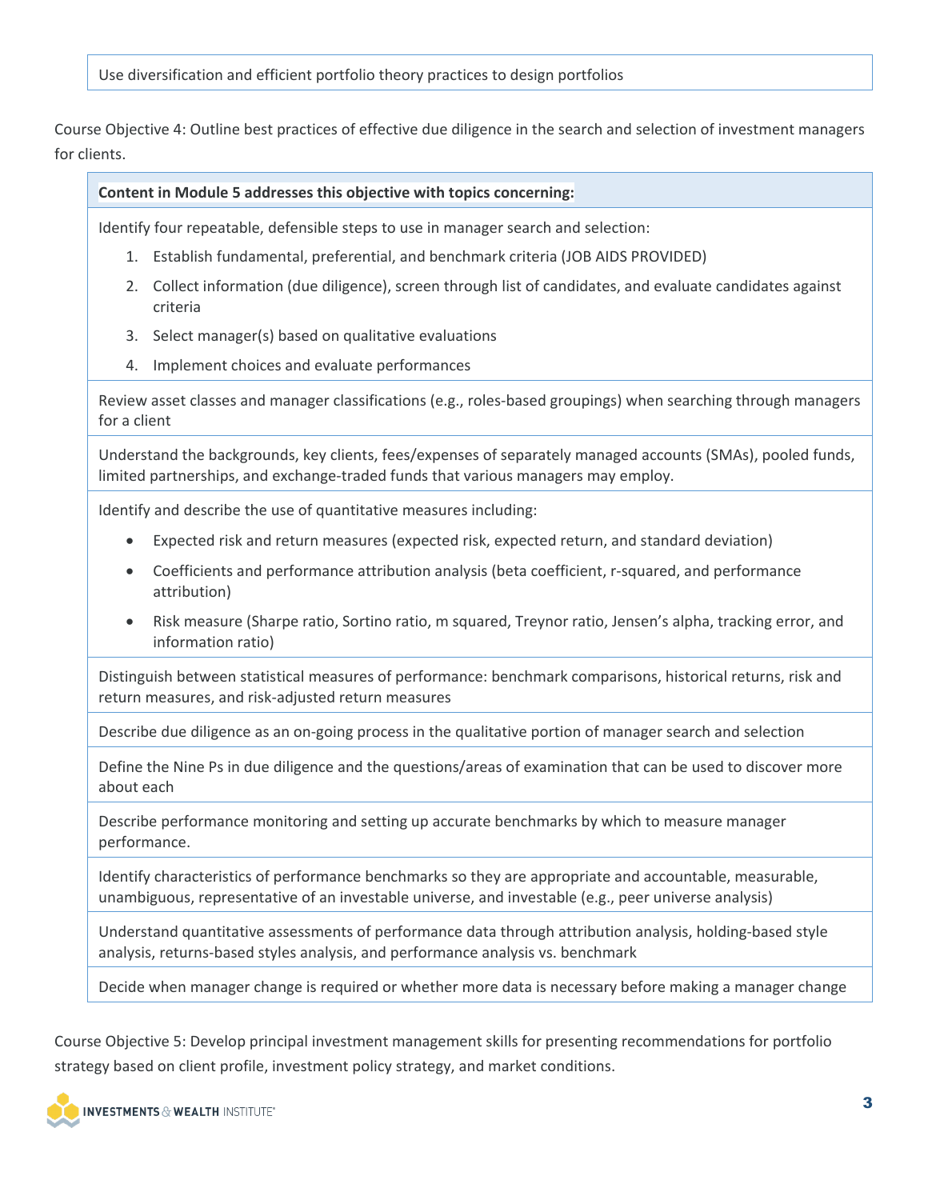| Use diversification and efficient portfolio theory practices to design portfolios |
|---|

Course Objective 4: Outline best practices of effective due diligence in the search and selection of investment managers for clients.

| **Content in Module 5 addresses this objective with topics concerning:** |
|---|
| Identify four repeatable, defensible steps to use in manager search and selection:<br>1. Establish fundamental, preferential, and benchmark criteria (JOB AIDS PROVIDED)<br>2. Collect information (due diligence), screen through list of candidates, and evaluate candidates against criteria<br>3. Select manager(s) based on qualitative evaluations<br>4. Implement choices and evaluate performances |
| Review asset classes and manager classifications (e.g., roles-based groupings) when searching through managers for a client |
| Understand the backgrounds, key clients, fees/expenses of separately managed accounts (SMAs), pooled funds, limited partnerships, and exchange-traded funds that various managers may employ. |
| Identify and describe the use of quantitative measures including:<br>• Expected risk and return measures (expected risk, expected return, and standard deviation)<br>• Coefficients and performance attribution analysis (beta coefficient, r-squared, and performance attribution)<br>• Risk measure (Sharpe ratio, Sortino ratio, m squared, Treynor ratio, Jensen's alpha, tracking error, and information ratio) |
| Distinguish between statistical measures of performance: benchmark comparisons, historical returns, risk and return measures, and risk-adjusted return measures |
| Describe due diligence as an on-going process in the qualitative portion of manager search and selection |
| Define the Nine Ps in due diligence and the questions/areas of examination that can be used to discover more about each |
| Describe performance monitoring and setting up accurate benchmarks by which to measure manager performance. |
| Identify characteristics of performance benchmarks so they are appropriate and accountable, measurable, unambiguous, representative of an investable universe, and investable (e.g., peer universe analysis) |
| Understand quantitative assessments of performance data through attribution analysis, holding-based style analysis, returns-based styles analysis, and performance analysis vs. benchmark |
| Decide when manager change is required or whether more data is necessary before making a manager change |

Course Objective 5: Develop principal investment management skills for presenting recommendations for portfolio strategy based on client profile, investment policy strategy, and market conditions.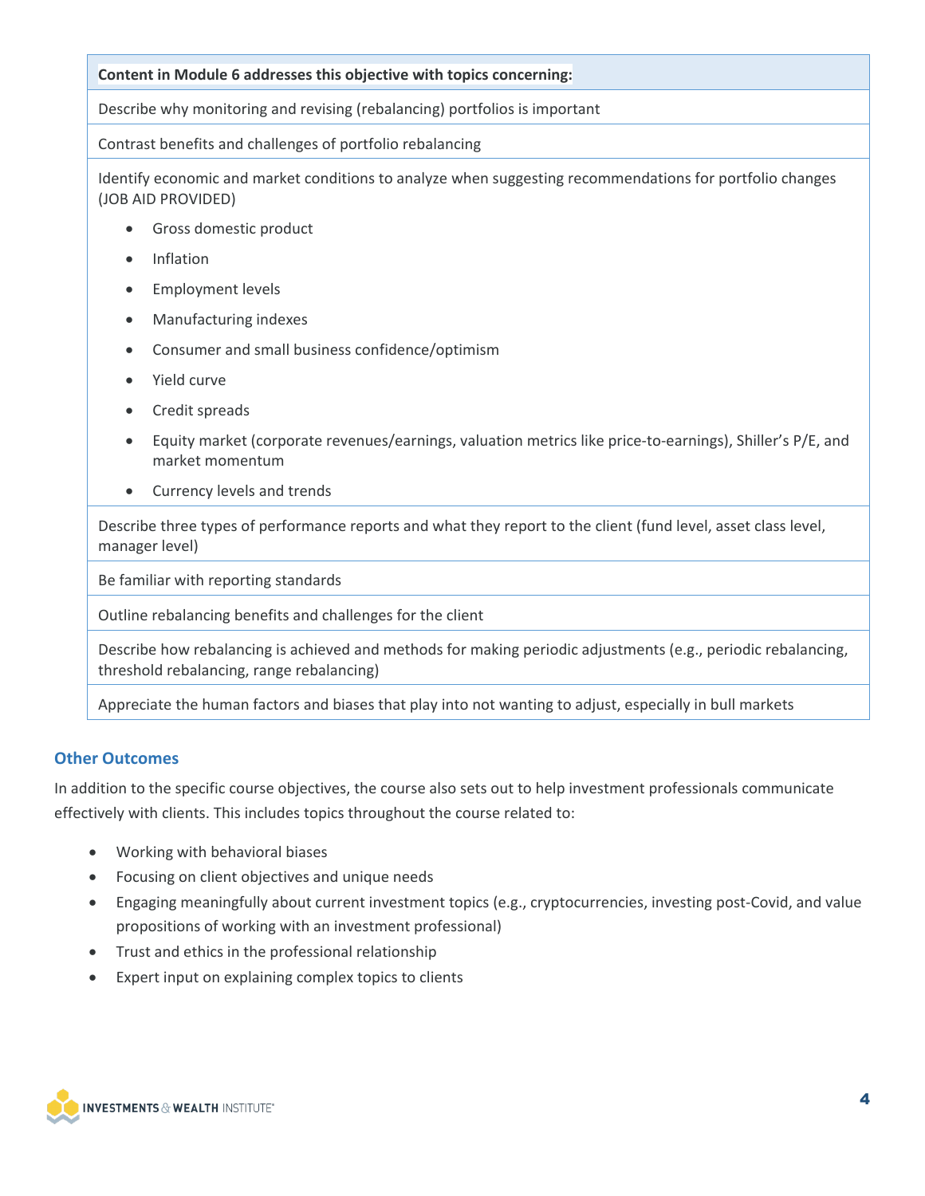| Content in Module 6 addresses this objective with topics concerning: |
|---|
| Describe why monitoring and revising (rebalancing) portfolios is important |
| Contrast benefits and challenges of portfolio rebalancing |
| Identify economic and market conditions to analyze when suggesting recommendations for portfolio changes (JOB AID PROVIDED)<br>• Gross domestic product<br>• Inflation<br>• Employment levels<br>• Manufacturing indexes<br>• Consumer and small business confidence/optimism<br>• Yield curve<br>• Credit spreads<br>• Equity market (corporate revenues/earnings, valuation metrics like price-to-earnings), Shiller's P/E, and market momentum<br>• Currency levels and trends |
| Describe three types of performance reports and what they report to the client (fund level, asset class level, manager level) |
| Be familiar with reporting standards |
| Outline rebalancing benefits and challenges for the client |
| Describe how rebalancing is achieved and methods for making periodic adjustments (e.g., periodic rebalancing, threshold rebalancing, range rebalancing) |
| Appreciate the human factors and biases that play into not wanting to adjust, especially in bull markets |

## Other Outcomes

In addition to the specific course objectives, the course also sets out to help investment professionals communicate effectively with clients. This includes topics throughout the course related to:

- Working with behavioral biases
- Focusing on client objectives and unique needs
- Engaging meaningfully about current investment topics (e.g., cryptocurrencies, investing post-Covid, and value propositions of working with an investment professional)
- Trust and ethics in the professional relationship
- Expert input on explaining complex topics to clients